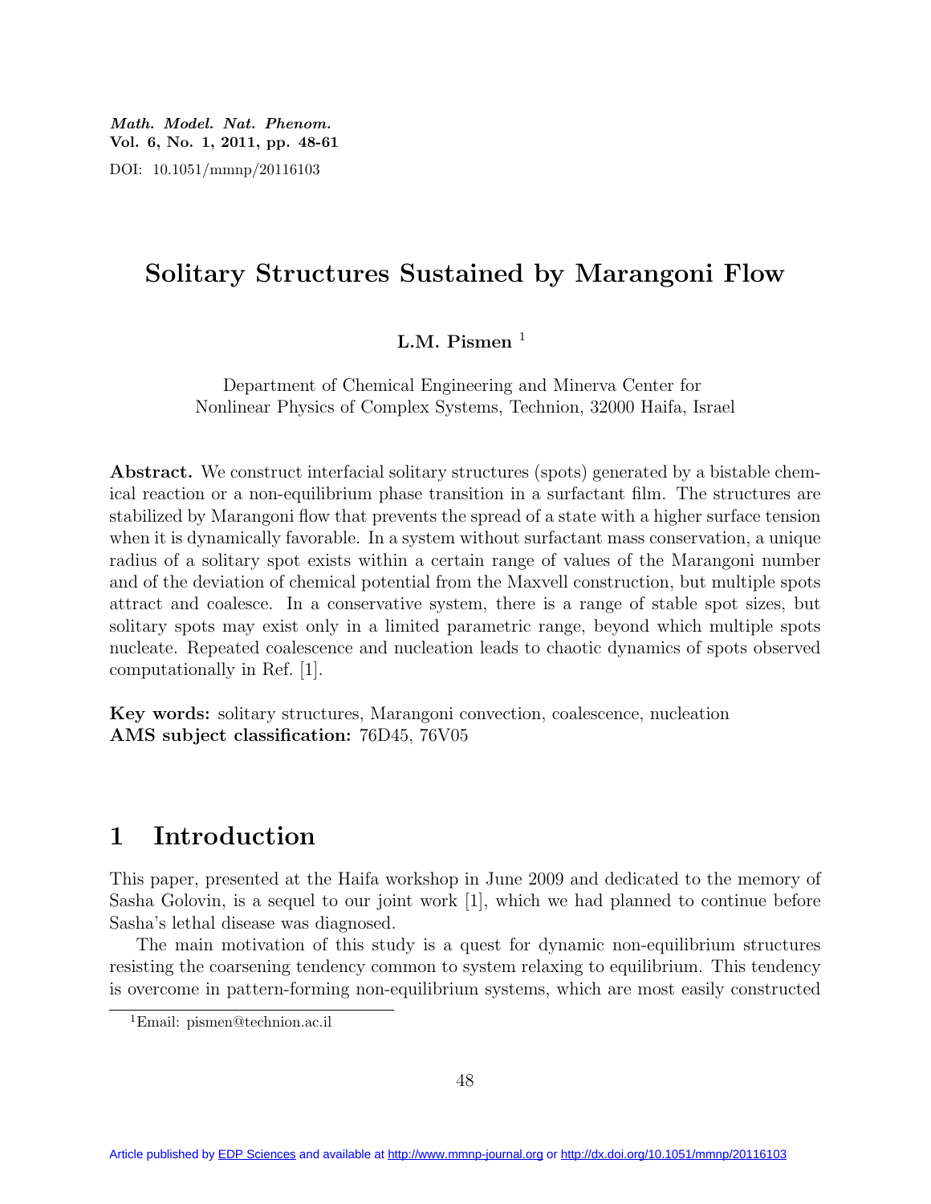# Solitary Structures Sustained by Marangoni Flow

**L.M. Pismen** [1]

Department of Chemical Engineering and Minerva Center for Nonlinear Physics of Complex Systems, Technion, 32000 Haifa, Israel

**Abstract.** We construct interfacial solitary structures (spots) generated by a bistable chemical reaction or a non-equilibrium phase transition in a surfactant film. The structures are stabilized by Marangoni flow that prevents the spread of a state with a higher surface tension when it is dynamically favorable. In a system without surfactant mass conservation, a unique radius of a solitary spot exists within a certain range of values of the Marangoni number and of the deviation of chemical potential from the Maxwell construction, but multiple spots attract and coalesce. In a conservative system, there is a range of stable spot sizes, but solitary spots may exist only in a limited parametric range, beyond which multiple spots nucleate. Repeated coalescence and nucleation leads to chaotic dynamics of spots observed computationally in Ref. [1].

**Key words:** solitary structures, Marangoni convection, coalescence, nucleation
**AMS subject classification:** 76D45, 76V05

## 1 Introduction

This paper, presented at the Haifa workshop in June 2009 and dedicated to the memory of Sasha Golovin, is a sequel to our joint work [1], which we had planned to continue before Sasha's lethal disease was diagnosed.

The main motivation of this study is a quest for dynamic non-equilibrium structures resisting the coarsening tendency common to system relaxing to equilibrium. This tendency is overcome in pattern-forming non-equilibrium systems, which are most easily constructed

[1] Email: pismen@technion.ac.il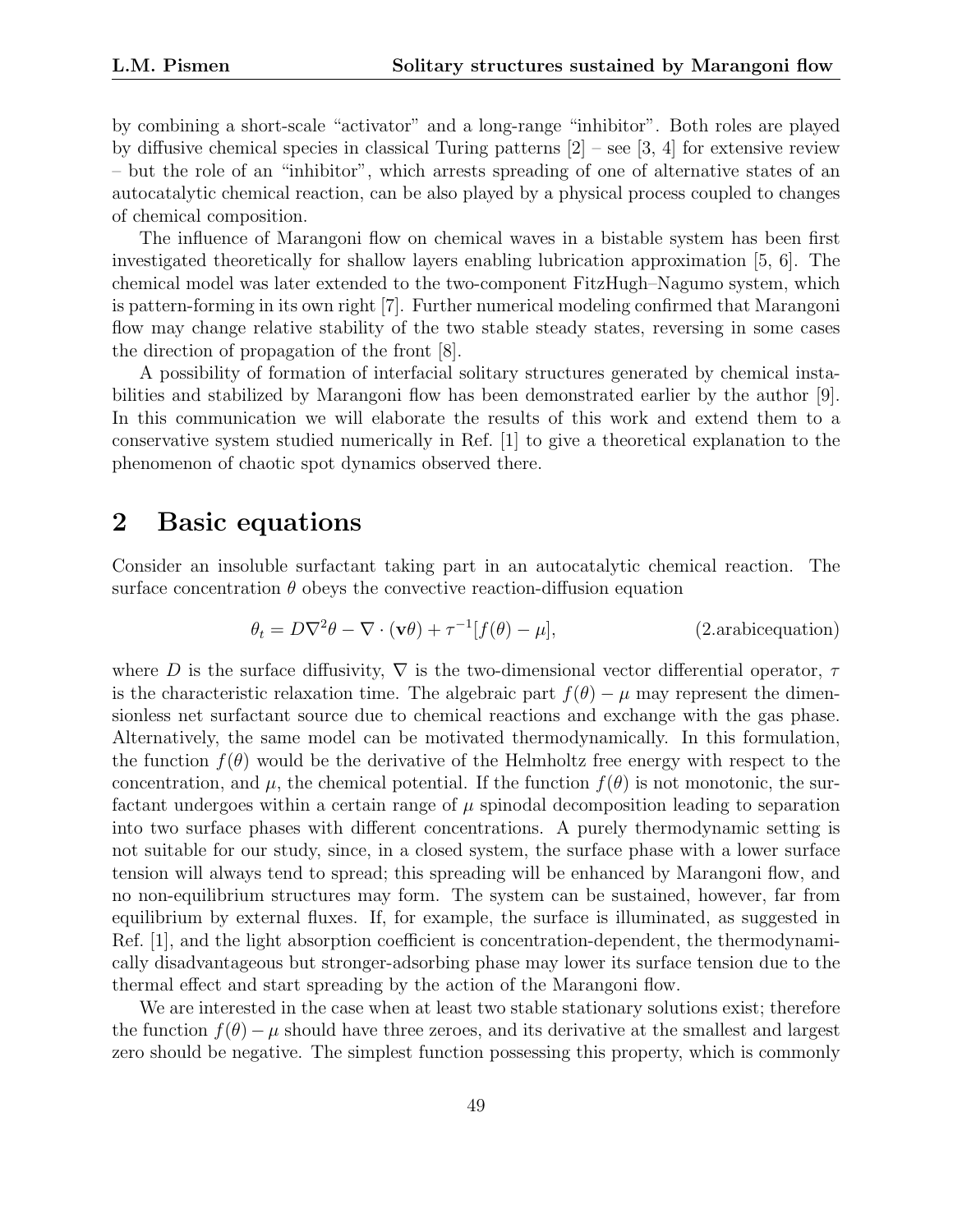by combining a short-scale "activator" and a long-range "inhibitor". Both roles are played by diffusive chemical species in classical Turing patterns [2] – see [3, 4] for extensive review – but the role of an "inhibitor", which arrests spreading of one of alternative states of an autocatalytic chemical reaction, can be also played by a physical process coupled to changes of chemical composition.

The influence of Marangoni flow on chemical waves in a bistable system has been first investigated theoretically for shallow layers enabling lubrication approximation [5, 6]. The chemical model was later extended to the two-component FitzHugh–Nagumo system, which is pattern-forming in its own right [7]. Further numerical modeling confirmed that Marangoni flow may change relative stability of the two stable steady states, reversing in some cases the direction of propagation of the front [8].

A possibility of formation of interfacial solitary structures generated by chemical instabilities and stabilized by Marangoni flow has been demonstrated earlier by the author [9]. In this communication we will elaborate the results of this work and extend them to a conservative system studied numerically in Ref. [1] to give a theoretical explanation to the phenomenon of chaotic spot dynamics observed there.

## 2 Basic equations

Consider an insoluble surfactant taking part in an autocatalytic chemical reaction. The surface concentration $\theta$ obeys the convective reaction-diffusion equation

$$\theta_t = D\nabla^2\theta - \nabla \cdot (\mathbf{v}\theta) + \tau^{-1}[f(\theta) - \mu], \qquad \text{(2.arabicequation)}$$

where $D$ is the surface diffusivity, $\nabla$ is the two-dimensional vector differential operator, $\tau$ is the characteristic relaxation time. The algebraic part $f(\theta) - \mu$ may represent the dimensionless net surfactant source due to chemical reactions and exchange with the gas phase. Alternatively, the same model can be motivated thermodynamically. In this formulation, the function $f(\theta)$ would be the derivative of the Helmholtz free energy with respect to the concentration, and $\mu$, the chemical potential. If the function $f(\theta)$ is not monotonic, the surfactant undergoes within a certain range of $\mu$ spinodal decomposition leading to separation into two surface phases with different concentrations. A purely thermodynamic setting is not suitable for our study, since, in a closed system, the surface phase with a lower surface tension will always tend to spread; this spreading will be enhanced by Marangoni flow, and no non-equilibrium structures may form. The system can be sustained, however, far from equilibrium by external fluxes. If, for example, the surface is illuminated, as suggested in Ref. [1], and the light absorption coefficient is concentration-dependent, the thermodynamically disadvantageous but stronger-adsorbing phase may lower its surface tension due to the thermal effect and start spreading by the action of the Marangoni flow.

We are interested in the case when at least two stable stationary solutions exist; therefore the function $f(\theta) - \mu$ should have three zeroes, and its derivative at the smallest and largest zero should be negative. The simplest function possessing this property, which is commonly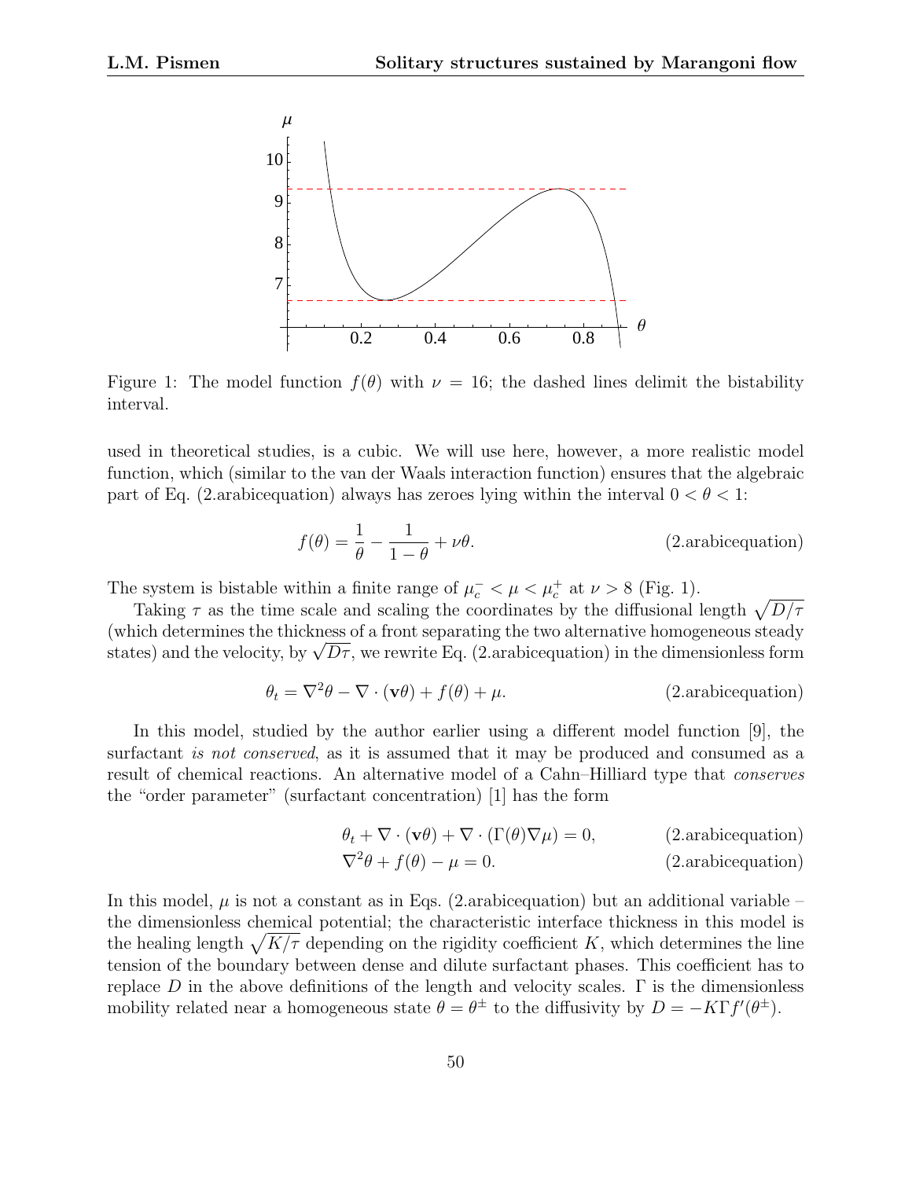μ

10

9

8

7

0.2 0.4 0.6 0.8 θ

Figure 1: The model function $f(\theta)$ with $\nu = 16$; the dashed lines delimit the bistability interval.

used in theoretical studies, is a cubic. We will use here, however, a more realistic model function, which (similar to the van der Waals interaction function) ensures that the algebraic part of Eq. (2.arabicequation) always has zeroes lying within the interval $0 < \theta < 1$:

$$f(\theta) = \frac{1}{\theta} - \frac{1}{1-\theta} + \nu\theta. \qquad (2.\text{arabicequation})$$

The system is bistable within a finite range of $\mu_c^- < \mu < \mu_c^+$ at $\nu > 8$ (Fig. 1).

Taking $\tau$ as the time scale and scaling the coordinates by the diffusional length $\sqrt{D/\tau}$ (which determines the thickness of a front separating the two alternative homogeneous steady states) and the velocity, by $\sqrt{D\tau}$, we rewrite Eq. (2.arabicequation) in the dimensionless form

$$\theta_t = \nabla^2\theta - \nabla \cdot (\mathbf{v}\theta) + f(\theta) + \mu. \qquad (2.\text{arabicequation})$$

In this model, studied by the author earlier using a different model function [9], the surfactant *is not conserved*, as it is assumed that it may be produced and consumed as a result of chemical reactions. An alternative model of a Cahn–Hilliard type that *conserves* the "order parameter" (surfactant concentration) [1] has the form

$$\theta_t + \nabla \cdot (\mathbf{v}\theta) + \nabla \cdot (\Gamma(\theta)\nabla\mu) = 0, \qquad (2.\text{arabicequation})$$

$$\nabla^2\theta + f(\theta) - \mu = 0. \qquad (2.\text{arabicequation})$$

In this model, $\mu$ is not a constant as in Eqs. (2.arabicequation) but an additional variable – the dimensionless chemical potential; the characteristic interface thickness in this model is the healing length $\sqrt{K/\tau}$ depending on the rigidity coefficient $K$, which determines the line tension of the boundary between dense and dilute surfactant phases. This coefficient has to replace $D$ in the above definitions of the length and velocity scales. $\Gamma$ is the dimensionless mobility related near a homogeneous state $\theta = \theta^\pm$ to the diffusivity by $D = -K\Gamma f'(\theta^\pm)$.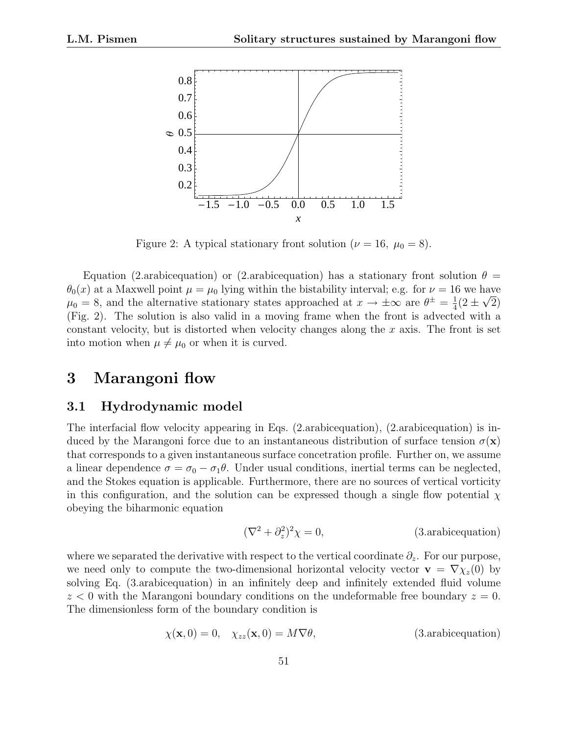0.8
0.7
0.6
θ 0.5
0.4
0.3
0.2
−1.5 −1.0 −0.5 0.0 0.5 1.0 1.5
x

Figure 2: A typical stationary front solution ($\nu = 16,\ \mu_0 = 8$).

Equation (2.arabicequation) or (2.arabicequation) has a stationary front solution $\theta = \theta_0(x)$ at a Maxwell point $\mu = \mu_0$ lying within the bistability interval; e.g. for $\nu = 16$ we have $\mu_0 = 8$, and the alternative stationary states approached at $x \to \pm\infty$ are $\theta^{\pm} = \frac{1}{4}(2 \pm \sqrt{2})$ (Fig. 2). The solution is also valid in a moving frame when the front is advected with a constant velocity, but is distorted when velocity changes along the $x$ axis. The front is set into motion when $\mu \neq \mu_0$ or when it is curved.

# 3 Marangoni flow

## 3.1 Hydrodynamic model

The interfacial flow velocity appearing in Eqs. (2.arabicequation), (2.arabicequation) is induced by the Marangoni force due to an instantaneous distribution of surface tension $\sigma(\mathbf{x})$ that corresponds to a given instantaneous surface concetration profile. Further on, we assume a linear dependence $\sigma = \sigma_0 - \sigma_1\theta$. Under usual conditions, inertial terms can be neglected, and the Stokes equation is applicable. Furthermore, there are no sources of vertical vorticity in this configuration, and the solution can be expressed though a single flow potential $\chi$ obeying the biharmonic equation

$$(\nabla^2 + \partial_z^2)^2\chi = 0, \tag{3.arabicequation}$$

where we separated the derivative with respect to the vertical coordinate $\partial_z$. For our purpose, we need only to compute the two-dimensional horizontal velocity vector $\mathbf{v} = \nabla\chi_z(0)$ by solving Eq. (3.arabicequation) in an infinitely deep and infinitely extended fluid volume $z < 0$ with the Marangoni boundary conditions on the undeformable free boundary $z = 0$. The dimensionless form of the boundary condition is

$$\chi(\mathbf{x}, 0) = 0, \quad \chi_{zz}(\mathbf{x}, 0) = M\nabla\theta, \tag{3.arabicequation}$$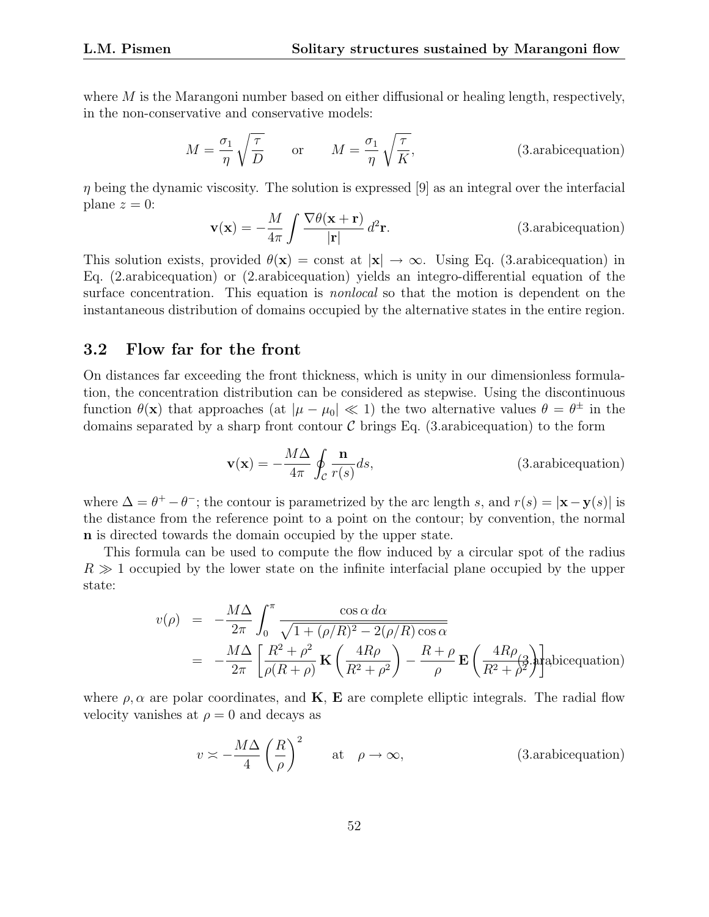where $M$ is the Marangoni number based on either diffusional or healing length, respectively, in the non-conservative and conservative models:

$$M = \frac{\sigma_1}{\eta}\sqrt{\frac{\tau}{D}} \qquad \text{or} \qquad M = \frac{\sigma_1}{\eta}\sqrt{\frac{\tau}{K}}, \tag{3.arabicequation}$$

$\eta$ being the dynamic viscosity. The solution is expressed [9] as an integral over the interfacial plane $z = 0$:

$$\mathbf{v}(\mathbf{x}) = -\frac{M}{4\pi}\int \frac{\nabla\theta(\mathbf{x}+\mathbf{r})}{|\mathbf{r}|}\, d^2\mathbf{r}. \tag{3.arabicequation}$$

This solution exists, provided $\theta(\mathbf{x}) = \text{const}$ at $|\mathbf{x}| \to \infty$. Using Eq. (3.arabicequation) in Eq. (2.arabicequation) or (2.arabicequation) yields an integro-differential equation of the surface concentration. This equation is *nonlocal* so that the motion is dependent on the instantaneous distribution of domains occupied by the alternative states in the entire region.

### 3.2 Flow far for the front

On distances far exceeding the front thickness, which is unity in our dimensionless formulation, the concentration distribution can be considered as stepwise. Using the discontinuous function $\theta(\mathbf{x})$ that approaches (at $|\mu - \mu_0| \ll 1$) the two alternative values $\theta = \theta^{\pm}$ in the domains separated by a sharp front contour $\mathcal{C}$ brings Eq. (3.arabicequation) to the form

$$\mathbf{v}(\mathbf{x}) = -\frac{M\Delta}{4\pi}\oint_{\mathcal{C}} \frac{\mathbf{n}}{r(s)} ds, \tag{3.arabicequation}$$

where $\Delta = \theta^+ - \theta^-$; the contour is parametrized by the arc length $s$, and $r(s) = |\mathbf{x} - \mathbf{y}(s)|$ is the distance from the reference point to a point on the contour; by convention, the normal $\mathbf{n}$ is directed towards the domain occupied by the upper state.

This formula can be used to compute the flow induced by a circular spot of the radius $R \gg 1$ occupied by the lower state on the infinite interfacial plane occupied by the upper state:

$$\begin{aligned} v(\rho) &= -\frac{M\Delta}{2\pi}\int_0^{\pi} \frac{\cos\alpha\, d\alpha}{\sqrt{1 + (\rho/R)^2 - 2(\rho/R)\cos\alpha}} \\ &= -\frac{M\Delta}{2\pi}\left[\frac{R^2+\rho^2}{\rho(R+\rho)}\,\mathbf{K}\left(\frac{4R\rho}{R^2+\rho^2}\right) - \frac{R+\rho}{\rho}\,\mathbf{E}\left(\frac{4R\rho}{R^2+\rho^2}\right)\right], \end{aligned} \tag{3.arabicequation}$$

where $\rho, \alpha$ are polar coordinates, and $\mathbf{K}$, $\mathbf{E}$ are complete elliptic integrals. The radial flow velocity vanishes at $\rho = 0$ and decays as

$$v \asymp -\frac{M\Delta}{4}\left(\frac{R}{\rho}\right)^2 \qquad \text{at} \quad \rho \to \infty, \tag{3.arabicequation}$$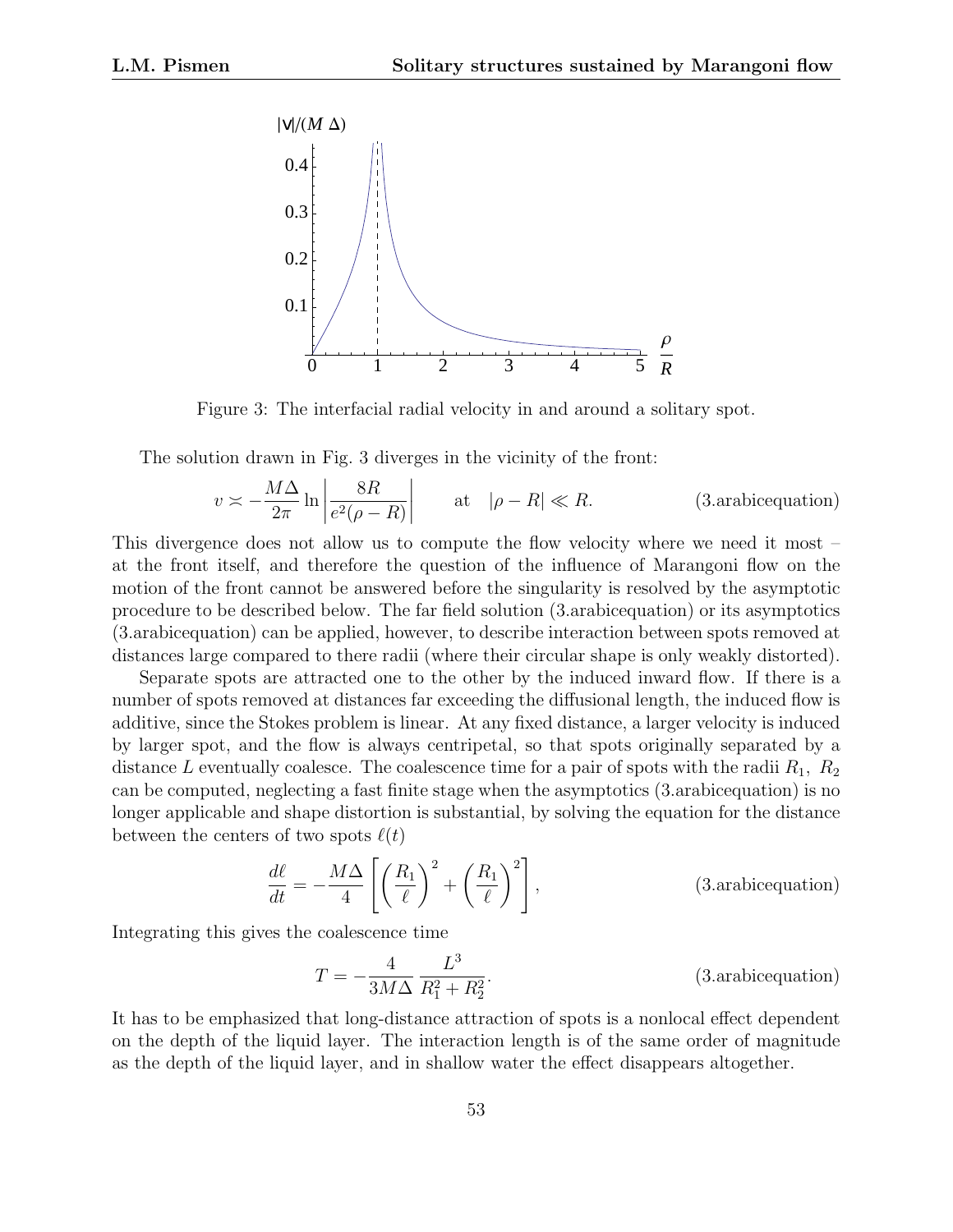|v|/(M Δ)

0.4

0.3

0.2

0.1

0 1 2 3 4 5 ρ/R

Figure 3: The interfacial radial velocity in and around a solitary spot.

The solution drawn in Fig. 3 diverges in the vicinity of the front:

$$v \asymp -\frac{M\Delta}{2\pi} \ln \left| \frac{8R}{e^2(\rho - R)} \right| \qquad \text{at} \quad |\rho - R| \ll R. \tag{3.arabicequation}$$

This divergence does not allow us to compute the flow velocity where we need it most – at the front itself, and therefore the question of the influence of Marangoni flow on the motion of the front cannot be answered before the singularity is resolved by the asymptotic procedure to be described below. The far field solution (3.arabicequation) or its asymptotics (3.arabicequation) can be applied, however, to describe interaction between spots removed at distances large compared to there radii (where their circular shape is only weakly distorted).

Separate spots are attracted one to the other by the induced inward flow. If there is a number of spots removed at distances far exceeding the diffusional length, the induced flow is additive, since the Stokes problem is linear. At any fixed distance, a larger velocity is induced by larger spot, and the flow is always centripetal, so that spots originally separated by a distance $L$ eventually coalesce. The coalescence time for a pair of spots with the radii $R_1$, $R_2$ can be computed, neglecting a fast finite stage when the asymptotics (3.arabicequation) is no longer applicable and shape distortion is substantial, by solving the equation for the distance between the centers of two spots $\ell(t)$

$$\frac{d\ell}{dt} = -\frac{M\Delta}{4} \left[ \left( \frac{R_1}{\ell} \right)^2 + \left( \frac{R_1}{\ell} \right)^2 \right], \tag{3.arabicequation}$$

Integrating this gives the coalescence time

$$T = -\frac{4}{3M\Delta} \frac{L^3}{R_1^2 + R_2^2}. \tag{3.arabicequation}$$

It has to be emphasized that long-distance attraction of spots is a nonlocal effect dependent on the depth of the liquid layer. The interaction length is of the same order of magnitude as the depth of the liquid layer, and in shallow water the effect disappears altogether.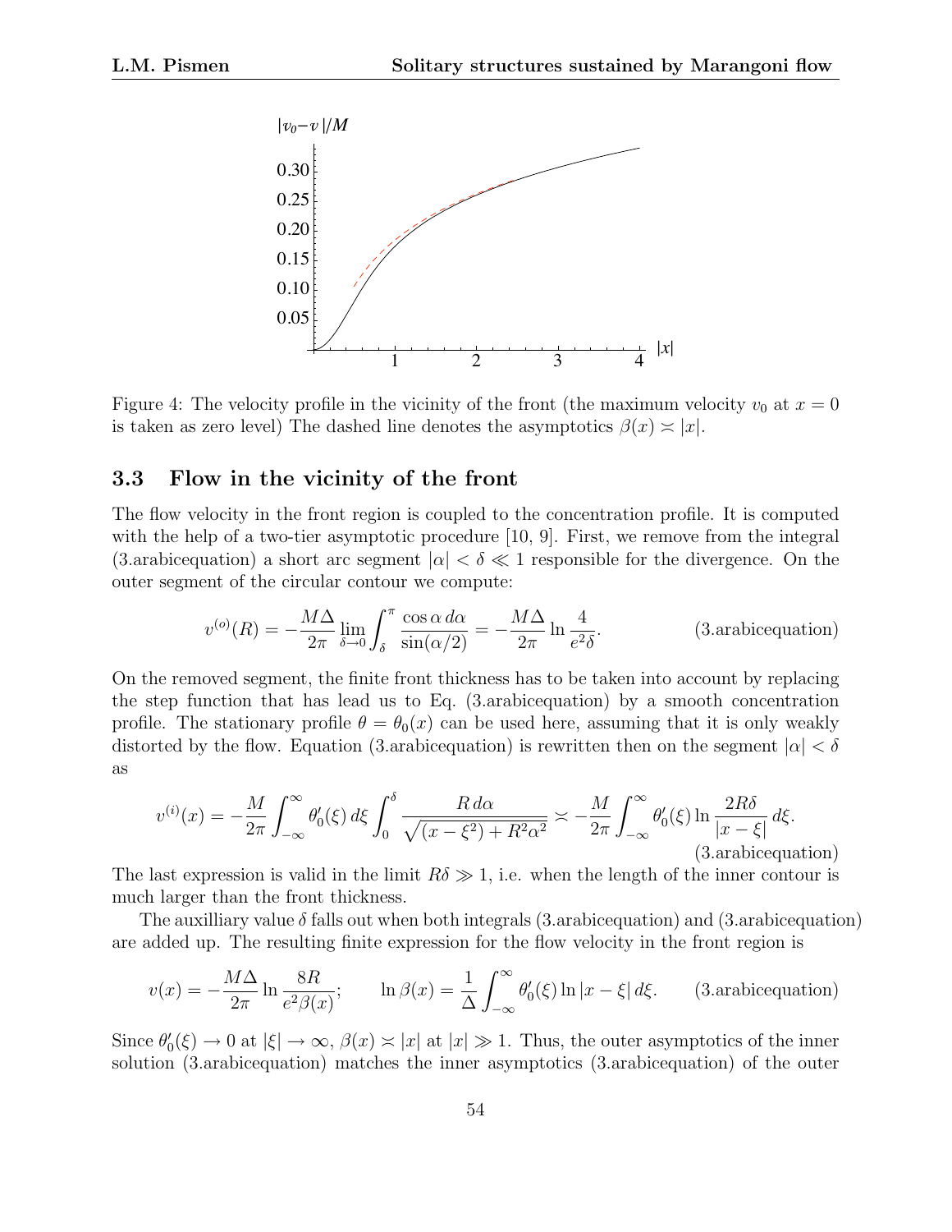|v₀−v|/M

0.30
0.25
0.20
0.15
0.10
0.05

1 2 3 4 |x|

Figure 4: The velocity profile in the vicinity of the front (the maximum velocity $v_0$ at $x = 0$ is taken as zero level) The dashed line denotes the asymptotics $\beta(x) \asymp |x|$.

### 3.3 Flow in the vicinity of the front

The flow velocity in the front region is coupled to the concentration profile. It is computed with the help of a two-tier asymptotic procedure [10, 9]. First, we remove from the integral (3.arabicequation) a short arc segment $|\alpha| < \delta \ll 1$ responsible for the divergence. On the outer segment of the circular contour we compute:

$$v^{(o)}(R) = -\frac{M\Delta}{2\pi} \lim_{\delta \to 0} \int_{\delta}^{\pi} \frac{\cos\alpha \, d\alpha}{\sin(\alpha/2)} = -\frac{M\Delta}{2\pi} \ln \frac{4}{e^2\delta}. \qquad \text{(3.arabicequation)}$$

On the removed segment, the finite front thickness has to be taken into account by replacing the step function that has lead us to Eq. (3.arabicequation) by a smooth concentration profile. The stationary profile $\theta = \theta_0(x)$ can be used here, assuming that it is only weakly distorted by the flow. Equation (3.arabicequation) is rewritten then on the segment $|\alpha| < \delta$ as

$$v^{(i)}(x) = -\frac{M}{2\pi} \int_{-\infty}^{\infty} \theta_0'(\xi)\, d\xi \int_0^{\delta} \frac{R\, d\alpha}{\sqrt{(x-\xi^2) + R^2\alpha^2}} \asymp -\frac{M}{2\pi} \int_{-\infty}^{\infty} \theta_0'(\xi) \ln \frac{2R\delta}{|x-\xi|}\, d\xi. \qquad \text{(3.arabicequation)}$$

The last expression is valid in the limit $R\delta \gg 1$, i.e. when the length of the inner contour is much larger than the front thickness.

The auxilliary value $\delta$ falls out when both integrals (3.arabicequation) and (3.arabicequation) are added up. The resulting finite expression for the flow velocity in the front region is

$$v(x) = -\frac{M\Delta}{2\pi} \ln \frac{8R}{e^2\beta(x)}; \qquad \ln\beta(x) = \frac{1}{\Delta} \int_{-\infty}^{\infty} \theta_0'(\xi) \ln|x-\xi|\, d\xi. \qquad \text{(3.arabicequation)}$$

Since $\theta_0'(\xi) \to 0$ at $|\xi| \to \infty$, $\beta(x) \asymp |x|$ at $|x| \gg 1$. Thus, the outer asymptotics of the inner solution (3.arabicequation) matches the inner asymptotics (3.arabicequation) of the outer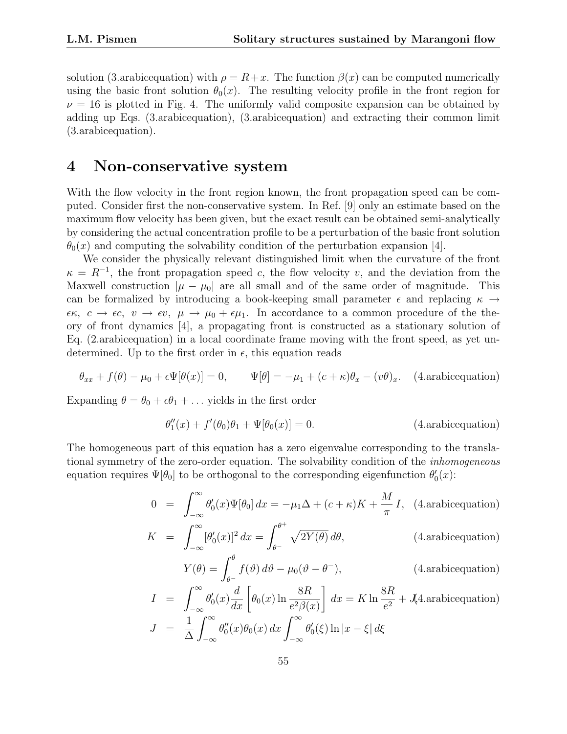solution (3.arabicequation) with $\rho = R + x$. The function $\beta(x)$ can be computed numerically using the basic front solution $\theta_0(x)$. The resulting velocity profile in the front region for $\nu = 16$ is plotted in Fig. 4. The uniformly valid composite expansion can be obtained by adding up Eqs. (3.arabicequation), (3.arabicequation) and extracting their common limit (3.arabicequation).

# 4 Non-conservative system

With the flow velocity in the front region known, the front propagation speed can be computed. Consider first the non-conservative system. In Ref. [9] only an estimate based on the maximum flow velocity has been given, but the exact result can be obtained semi-analytically by considering the actual concentration profile to be a perturbation of the basic front solution $\theta_0(x)$ and computing the solvability condition of the perturbation expansion [4].

We consider the physically relevant distinguished limit when the curvature of the front $\kappa = R^{-1}$, the front propagation speed $c$, the flow velocity $v$, and the deviation from the Maxwell construction $|\mu - \mu_0|$ are all small and of the same order of magnitude. This can be formalized by introducing a book-keeping small parameter $\epsilon$ and replacing $\kappa \to \epsilon\kappa$, $c \to \epsilon c$, $v \to \epsilon v$, $\mu \to \mu_0 + \epsilon\mu_1$. In accordance to a common procedure of the theory of front dynamics [4], a propagating front is constructed as a stationary solution of Eq. (2.arabicequation) in a local coordinate frame moving with the front speed, as yet undetermined. Up to the first order in $\epsilon$, this equation reads

$$\theta_{xx} + f(\theta) - \mu_0 + \epsilon\Psi[\theta(x)] = 0, \qquad \Psi[\theta] = -\mu_1 + (c+\kappa)\theta_x - (v\theta)_x. \quad \text{(4.arabicequation)}$$

Expanding $\theta = \theta_0 + \epsilon\theta_1 + \ldots$ yields in the first order

$$\theta_1''(x) + f'(\theta_0)\theta_1 + \Psi[\theta_0(x)] = 0. \quad \text{(4.arabicequation)}$$

The homogeneous part of this equation has a zero eigenvalue corresponding to the translational symmetry of the zero-order equation. The solvability condition of the *inhomogeneous* equation requires $\Psi[\theta_0]$ to be orthogonal to the corresponding eigenfunction $\theta_0'(x)$:

$$0 = \int_{-\infty}^{\infty} \theta_0'(x)\Psi[\theta_0]\,dx = -\mu_1\Delta + (c+\kappa)K + \frac{M}{\pi}\,I, \quad \text{(4.arabicequation)}$$

$$K = \int_{-\infty}^{\infty} [\theta_0'(x)]^2\,dx = \int_{\theta^-}^{\theta^+} \sqrt{2Y(\theta)}\,d\theta, \quad \text{(4.arabicequation)}$$

$$Y(\theta) = \int_{\theta^-}^{\theta} f(\vartheta)\,d\vartheta - \mu_0(\vartheta - \theta^-), \quad \text{(4.arabicequation)}$$

$$I = \int_{-\infty}^{\infty} \theta_0'(x)\frac{d}{dx}\left[\theta_0(x)\ln\frac{8R}{e^2\beta(x)}\right]dx = K\ln\frac{8R}{e^2} + J, \quad \text{(4.arabicequation)}$$

$$J = \frac{1}{\Delta}\int_{-\infty}^{\infty} \theta_0''(x)\theta_0(x)\,dx \int_{-\infty}^{\infty} \theta_0'(\xi)\ln|x-\xi|\,d\xi$$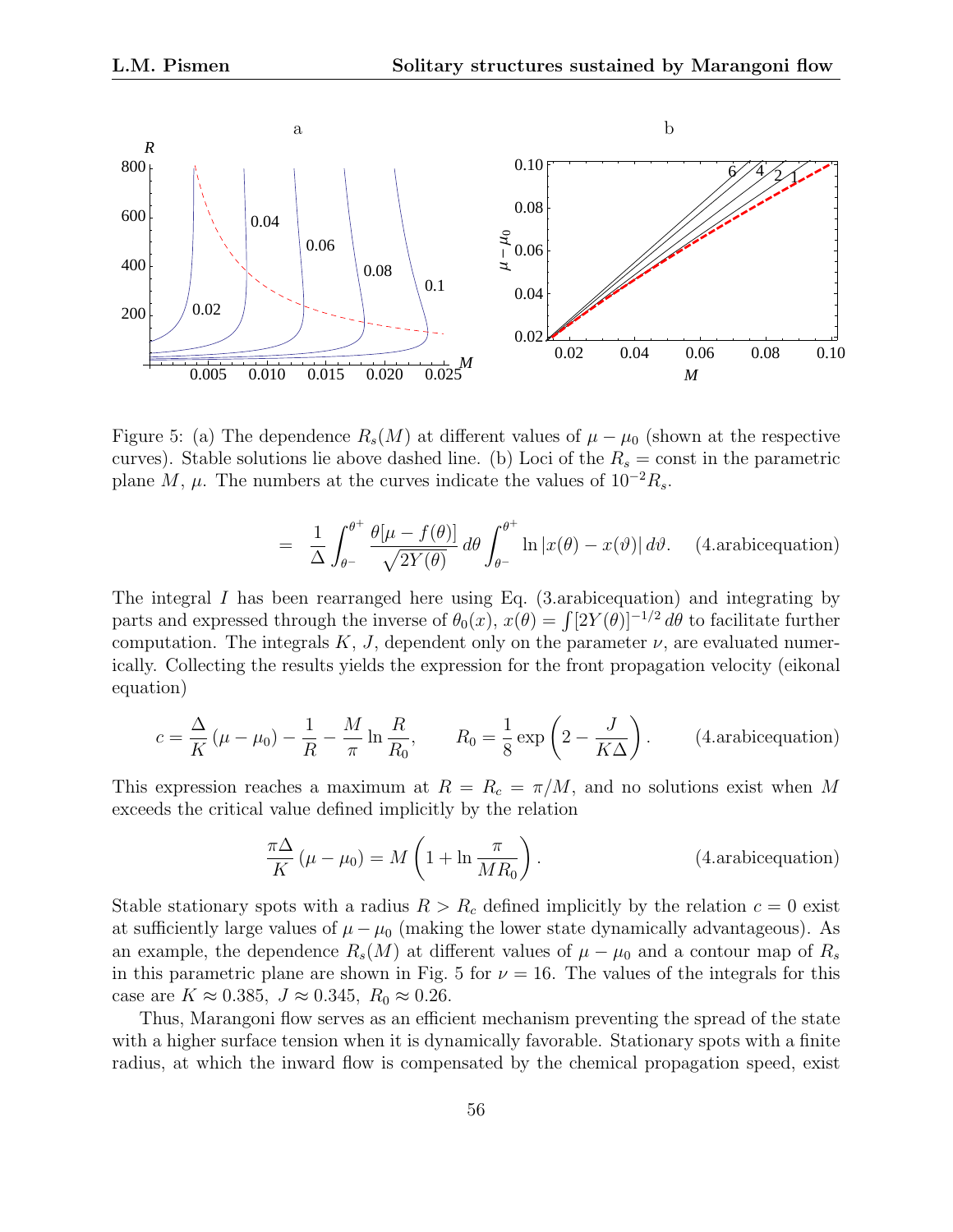a

$R$

800

600

400

200

0.02

0.04

0.06

0.08

0.1

0.005 0.010 0.015 0.020 0.025 $M$

b

0.10

0.08

0.06

0.04

0.02

$\mu - \mu_0$

6 4 2 1

0.02 0.04 0.06 0.08 0.10

$M$

Figure 5: (a) The dependence $R_s(M)$ at different values of $\mu - \mu_0$ (shown at the respective curves). Stable solutions lie above dashed line. (b) Loci of the $R_s = \text{const}$ in the parametric plane $M$, $\mu$. The numbers at the curves indicate the values of $10^{-2}R_s$.

$$= \frac{1}{\Delta}\int_{\theta^-}^{\theta^+} \frac{\theta[\mu - f(\theta)]}{\sqrt{2Y(\theta)}}\, d\theta \int_{\theta^-}^{\theta^+} \ln|x(\theta) - x(\vartheta)|\, d\vartheta. \qquad (4.\text{arabicequation})$$

The integral $I$ has been rearranged here using Eq. (3.arabicequation) and integrating by parts and expressed through the inverse of $\theta_0(x)$, $x(\theta) = \int [2Y(\theta)]^{-1/2}\, d\theta$ to facilitate further computation. The integrals $K$, $J$, dependent only on the parameter $\nu$, are evaluated numerically. Collecting the results yields the expression for the front propagation velocity (eikonal equation)

$$c = \frac{\Delta}{K}(\mu - \mu_0) - \frac{1}{R} - \frac{M}{\pi}\ln\frac{R}{R_0}, \qquad R_0 = \frac{1}{8}\exp\left(2 - \frac{J}{K\Delta}\right). \qquad (4.\text{arabicequation})$$

This expression reaches a maximum at $R = R_c = \pi/M$, and no solutions exist when $M$ exceeds the critical value defined implicitly by the relation

$$\frac{\pi\Delta}{K}(\mu - \mu_0) = M\left(1 + \ln\frac{\pi}{MR_0}\right). \qquad (4.\text{arabicequation})$$

Stable stationary spots with a radius $R > R_c$ defined implicitly by the relation $c = 0$ exist at sufficiently large values of $\mu - \mu_0$ (making the lower state dynamically advantageous). As an example, the dependence $R_s(M)$ at different values of $\mu - \mu_0$ and a contour map of $R_s$ in this parametric plane are shown in Fig. 5 for $\nu = 16$. The values of the integrals for this case are $K \approx 0.385$, $J \approx 0.345$, $R_0 \approx 0.26$.

Thus, Marangoni flow serves as an efficient mechanism preventing the spread of the state with a higher surface tension when it is dynamically favorable. Stationary spots with a finite radius, at which the inward flow is compensated by the chemical propagation speed, exist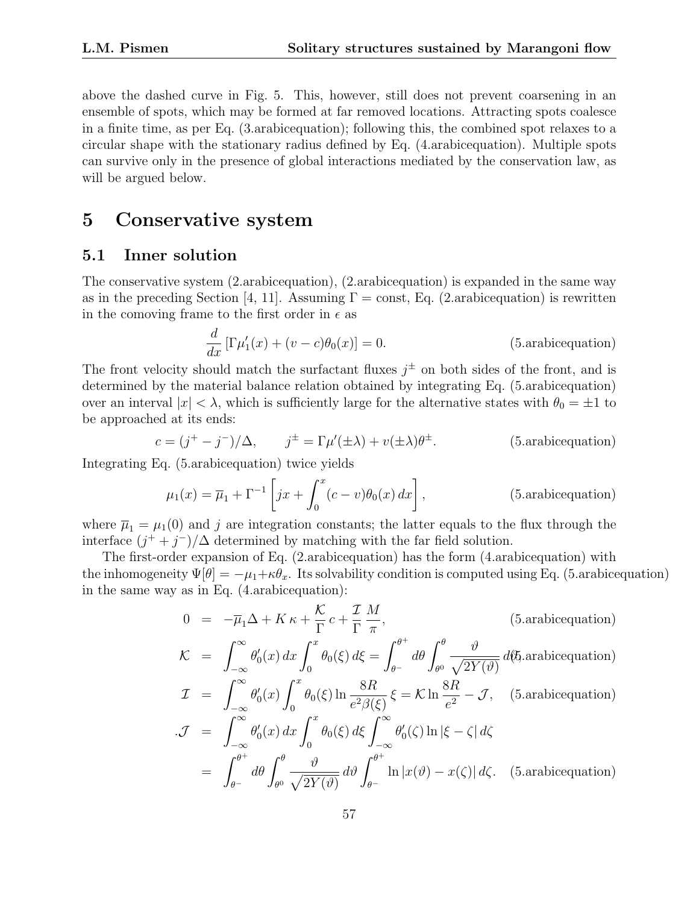above the dashed curve in Fig. 5. This, however, still does not prevent coarsening in an ensemble of spots, which may be formed at far removed locations. Attracting spots coalesce in a finite time, as per Eq. (3.arabicequation); following this, the combined spot relaxes to a circular shape with the stationary radius defined by Eq. (4.arabicequation). Multiple spots can survive only in the presence of global interactions mediated by the conservation law, as will be argued below.

# 5 Conservative system

## 5.1 Inner solution

The conservative system (2.arabicequation), (2.arabicequation) is expanded in the same way as in the preceding Section [4, 11]. Assuming $\Gamma = \text{const}$, Eq. (2.arabicequation) is rewritten in the comoving frame to the first order in $\epsilon$ as

$$\frac{d}{dx}\left[\Gamma \mu_1'(x) + (v - c)\theta_0(x)\right] = 0. \qquad (5.\text{arabicequation})$$

The front velocity should match the surfactant fluxes $j^{\pm}$ on both sides of the front, and is determined by the material balance relation obtained by integrating Eq. (5.arabicequation) over an interval $|x| < \lambda$, which is sufficiently large for the alternative states with $\theta_0 = \pm 1$ to be approached at its ends:

$$c = (j^+ - j^-)/\Delta, \qquad j^{\pm} = \Gamma \mu'(\pm\lambda) + v(\pm\lambda)\theta^{\pm}. \qquad (5.\text{arabicequation})$$

Integrating Eq. (5.arabicequation) twice yields

$$\mu_1(x) = \overline{\mu}_1 + \Gamma^{-1}\left[jx + \int_0^x (c - v)\theta_0(x)\,dx\right], \qquad (5.\text{arabicequation})$$

where $\overline{\mu}_1 = \mu_1(0)$ and $j$ are integration constants; the latter equals to the flux through the interface $(j^+ + j^-)/\Delta$ determined by matching with the far field solution.

The first-order expansion of Eq. (2.arabicequation) has the form (4.arabicequation) with the inhomogeneity $\Psi[\theta] = -\mu_1 + \kappa\theta_x$. Its solvability condition is computed using Eq. (5.arabicequation) in the same way as in Eq. (4.arabicequation):

$$\begin{aligned}
0 &= -\overline{\mu}_1\Delta + K\,\kappa + \frac{\mathcal{K}}{\Gamma}\,c + \frac{\mathcal{I}}{\Gamma}\,\frac{M}{\pi}, & (5.\text{arabicequation})\\
\mathcal{K} &= \int_{-\infty}^{\infty}\theta_0'(x)\,dx\int_0^x \theta_0(\xi)\,d\xi = \int_{\theta^-}^{\theta^+} d\theta\int_{\theta^0}^{\theta}\frac{\vartheta}{\sqrt{2Y(\vartheta)}}\,d\vartheta, & (5.\text{arabicequation})\\
\mathcal{I} &= \int_{-\infty}^{\infty}\theta_0'(x)\int_0^x \theta_0(\xi)\ln\frac{8R}{e^2\beta(\xi)}\,\xi = \mathcal{K}\ln\frac{8R}{e^2} - \mathcal{J}, & (5.\text{arabicequation})\\
.\mathcal{J} &= \int_{-\infty}^{\infty}\theta_0'(x)\,dx\int_0^x\theta_0(\xi)\,d\xi\int_{-\infty}^{\infty}\theta_0'(\zeta)\ln|\xi - \zeta|\,d\zeta \\
&= \int_{\theta^-}^{\theta^+} d\theta\int_{\theta^0}^{\theta}\frac{\vartheta}{\sqrt{2Y(\vartheta)}}\,d\vartheta\int_{\theta^-}^{\theta^+}\ln|x(\vartheta) - x(\zeta)|\,d\zeta. & (5.\text{arabicequation})
\end{aligned}$$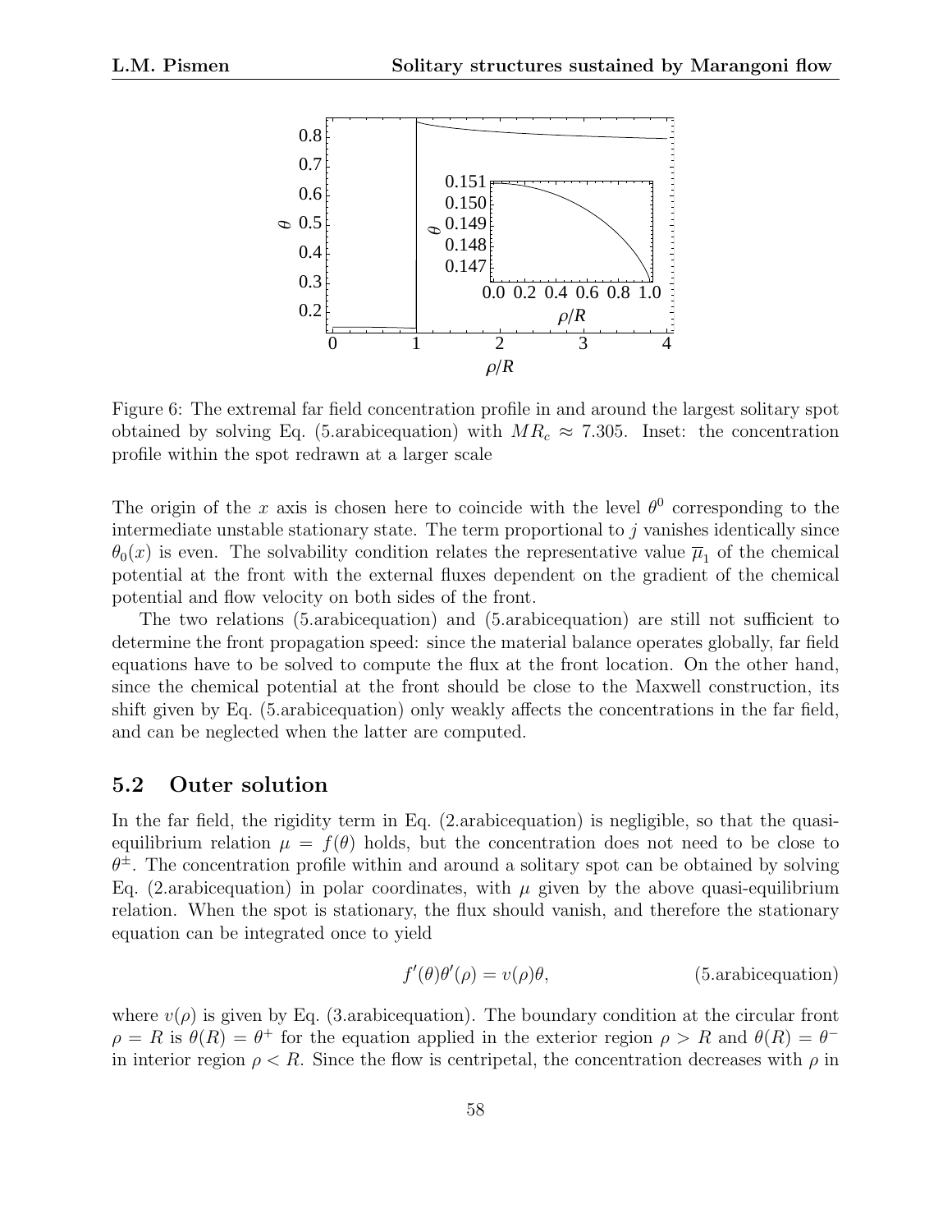0.8
0.7
0.6
$\theta$ 0.5
0.4
0.3
0.2
0 1 2 3 4
$\rho/R$

0.151
0.150
$\theta$ 0.149
0.148
0.147
0.0 0.2 0.4 0.6 0.8 1.0
$\rho/R$

Figure 6: The extremal far field concentration profile in and around the largest solitary spot obtained by solving Eq. (5.arabicequation) with $MR_c \approx 7.305$. Inset: the concentration profile within the spot redrawn at a larger scale

The origin of the $x$ axis is chosen here to coincide with the level $\theta^0$ corresponding to the intermediate unstable stationary state. The term proportional to $j$ vanishes identically since $\theta_0(x)$ is even. The solvability condition relates the representative value $\overline{\mu}_1$ of the chemical potential at the front with the external fluxes dependent on the gradient of the chemical potential and flow velocity on both sides of the front.

The two relations (5.arabicequation) and (5.arabicequation) are still not sufficient to determine the front propagation speed: since the material balance operates globally, far field equations have to be solved to compute the flux at the front location. On the other hand, since the chemical potential at the front should be close to the Maxwell construction, its shift given by Eq. (5.arabicequation) only weakly affects the concentrations in the far field, and can be neglected when the latter are computed.

## 5.2 Outer solution

In the far field, the rigidity term in Eq. (2.arabicequation) is negligible, so that the quasi-equilibrium relation $\mu = f(\theta)$ holds, but the concentration does not need to be close to $\theta^{\pm}$. The concentration profile within and around a solitary spot can be obtained by solving Eq. (2.arabicequation) in polar coordinates, with $\mu$ given by the above quasi-equilibrium relation. When the spot is stationary, the flux should vanish, and therefore the stationary equation can be integrated once to yield

$$f'(\theta)\theta'(\rho) = v(\rho)\theta, \qquad (5.\text{arabicequation})$$

where $v(\rho)$ is given by Eq. (3.arabicequation). The boundary condition at the circular front $\rho = R$ is $\theta(R) = \theta^+$ for the equation applied in the exterior region $\rho > R$ and $\theta(R) = \theta^-$ in interior region $\rho < R$. Since the flow is centripetal, the concentration decreases with $\rho$ in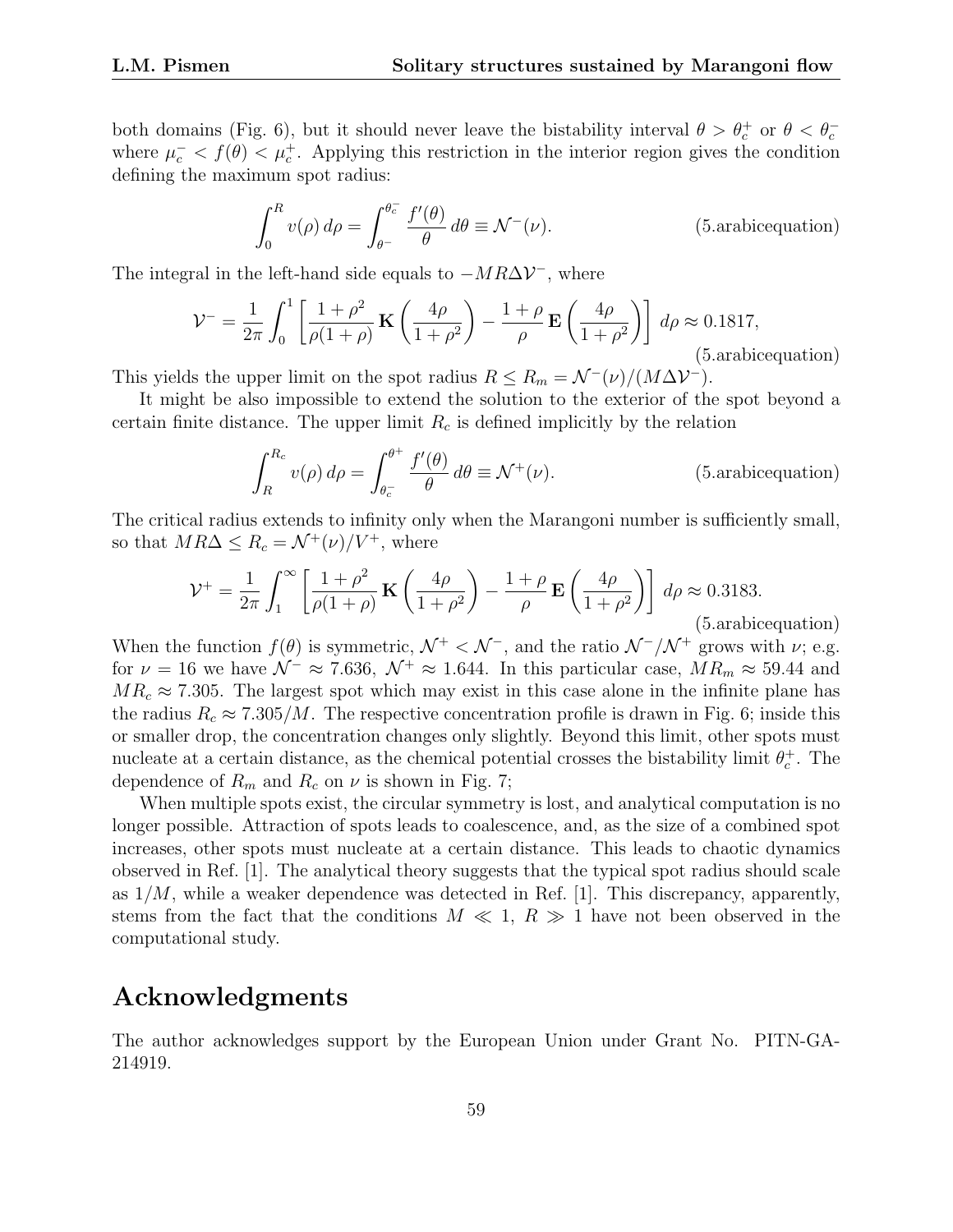both domains (Fig. 6), but it should never leave the bistability interval $\theta > \theta_c^+$ or $\theta < \theta_c^-$ where $\mu_c^- < f(\theta) < \mu_c^+$. Applying this restriction in the interior region gives the condition defining the maximum spot radius:

$$\int_0^R v(\rho)\, d\rho = \int_{\theta^-}^{\theta_c^-} \frac{f'(\theta)}{\theta}\, d\theta \equiv \mathcal{N}^-(\nu). \qquad (5.\text{arabicequation})$$

The integral in the left-hand side equals to $-MR\Delta\mathcal{V}^-$, where

$$\mathcal{V}^- = \frac{1}{2\pi}\int_0^1 \left[\frac{1+\rho^2}{\rho(1+\rho)}\mathbf{K}\left(\frac{4\rho}{1+\rho^2}\right) - \frac{1+\rho}{\rho}\mathbf{E}\left(\frac{4\rho}{1+\rho^2}\right)\right] d\rho \approx 0.1817, \qquad (5.\text{arabicequation})$$

This yields the upper limit on the spot radius $R \le R_m = \mathcal{N}^-(\nu)/(M\Delta\mathcal{V}^-)$.

It might be also impossible to extend the solution to the exterior of the spot beyond a certain finite distance. The upper limit $R_c$ is defined implicitly by the relation

$$\int_R^{R_c} v(\rho)\, d\rho = \int_{\theta_c^-}^{\theta^+} \frac{f'(\theta)}{\theta}\, d\theta \equiv \mathcal{N}^+(\nu). \qquad (5.\text{arabicequation})$$

The critical radius extends to infinity only when the Marangoni number is sufficiently small, so that $MR\Delta \le R_c = \mathcal{N}^+(\nu)/V^+$, where

$$\mathcal{V}^+ = \frac{1}{2\pi}\int_1^\infty \left[\frac{1+\rho^2}{\rho(1+\rho)}\mathbf{K}\left(\frac{4\rho}{1+\rho^2}\right) - \frac{1+\rho}{\rho}\mathbf{E}\left(\frac{4\rho}{1+\rho^2}\right)\right] d\rho \approx 0.3183. \qquad (5.\text{arabicequation})$$

When the function $f(\theta)$ is symmetric, $\mathcal{N}^+ < \mathcal{N}^-$, and the ratio $\mathcal{N}^-/\mathcal{N}^+$ grows with $\nu$; e.g. for $\nu = 16$ we have $\mathcal{N}^- \approx 7.636$, $\mathcal{N}^+ \approx 1.644$. In this particular case, $MR_m \approx 59.44$ and $MR_c \approx 7.305$. The largest spot which may exist in this case alone in the infinite plane has the radius $R_c \approx 7.305/M$. The respective concentration profile is drawn in Fig. 6; inside this or smaller drop, the concentration changes only slightly. Beyond this limit, other spots must nucleate at a certain distance, as the chemical potential crosses the bistability limit $\theta_c^+$. The dependence of $R_m$ and $R_c$ on $\nu$ is shown in Fig. 7;

When multiple spots exist, the circular symmetry is lost, and analytical computation is no longer possible. Attraction of spots leads to coalescence, and, as the size of a combined spot increases, other spots must nucleate at a certain distance. This leads to chaotic dynamics observed in Ref. [1]. The analytical theory suggests that the typical spot radius should scale as $1/M$, while a weaker dependence was detected in Ref. [1]. This discrepancy, apparently, stems from the fact that the conditions $M \ll 1$, $R \gg 1$ have not been observed in the computational study.

## Acknowledgments

The author acknowledges support by the European Union under Grant No. PITN-GA-214919.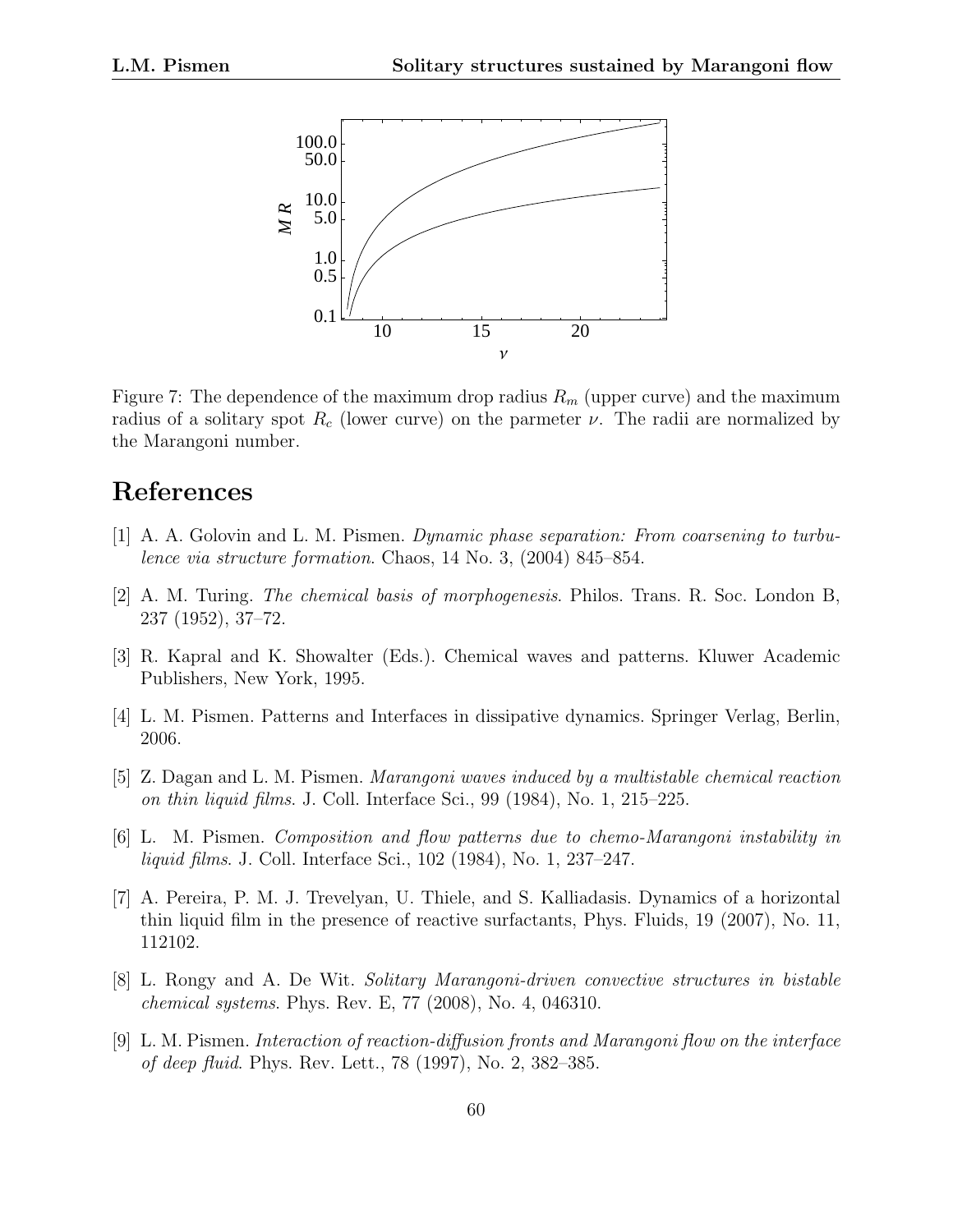100.0
50.0
10.0
5.0
1.0
0.5
0.1
$M\,R$
10
15
20
$\nu$

Figure 7: The dependence of the maximum drop radius $R_m$ (upper curve) and the maximum radius of a solitary spot $R_c$ (lower curve) on the parmeter $\nu$. The radii are normalized by the Marangoni number.

# References

[1] A. A. Golovin and L. M. Pismen. *Dynamic phase separation: From coarsening to turbulence via structure formation*. Chaos, 14 No. 3, (2004) 845–854.

[2] A. M. Turing. *The chemical basis of morphogenesis*. Philos. Trans. R. Soc. London B, 237 (1952), 37–72.

[3] R. Kapral and K. Showalter (Eds.). Chemical waves and patterns. Kluwer Academic Publishers, New York, 1995.

[4] L. M. Pismen. Patterns and Interfaces in dissipative dynamics. Springer Verlag, Berlin, 2006.

[5] Z. Dagan and L. M. Pismen. *Marangoni waves induced by a multistable chemical reaction on thin liquid films*. J. Coll. Interface Sci., 99 (1984), No. 1, 215–225.

[6] L. M. Pismen. *Composition and flow patterns due to chemo-Marangoni instability in liquid films*. J. Coll. Interface Sci., 102 (1984), No. 1, 237–247.

[7] A. Pereira, P. M. J. Trevelyan, U. Thiele, and S. Kalliadasis. Dynamics of a horizontal thin liquid film in the presence of reactive surfactants, Phys. Fluids, 19 (2007), No. 11, 112102.

[8] L. Rongy and A. De Wit. *Solitary Marangoni-driven convective structures in bistable chemical systems*. Phys. Rev. E, 77 (2008), No. 4, 046310.

[9] L. M. Pismen. *Interaction of reaction-diffusion fronts and Marangoni flow on the interface of deep fluid*. Phys. Rev. Lett., 78 (1997), No. 2, 382–385.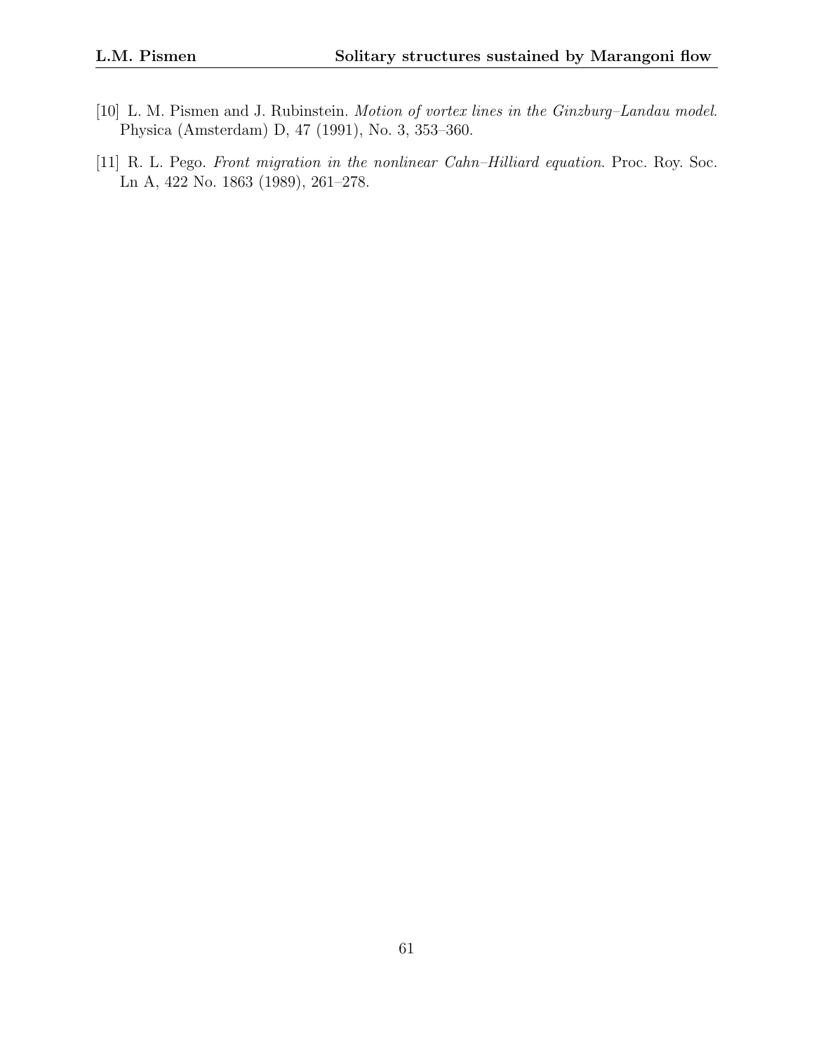[10] L. M. Pismen and J. Rubinstein. *Motion of vortex lines in the Ginzburg–Landau model*. Physica (Amsterdam) D, 47 (1991), No. 3, 353–360.

[11] R. L. Pego. *Front migration in the nonlinear Cahn–Hilliard equation*. Proc. Roy. Soc. Ln A, 422 No. 1863 (1989), 261–278.